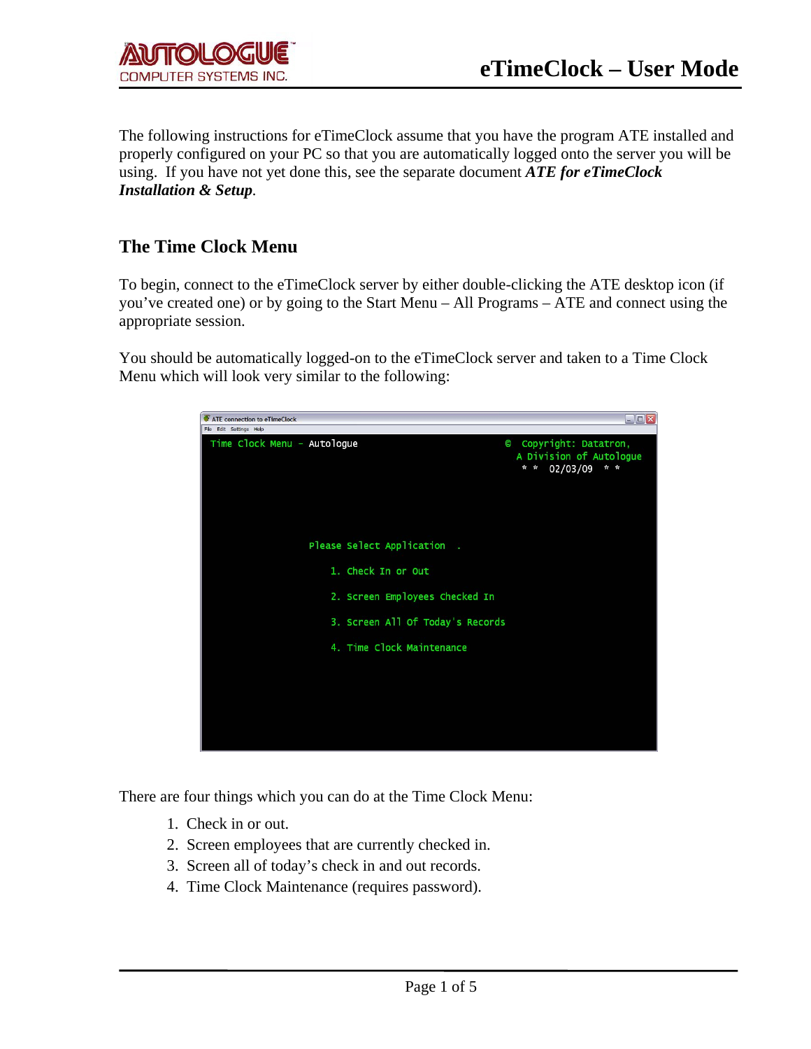# eTimeClock – User Mode

The following instructions for eTimeClock assume that you have the program ATE installed and properly configured on your PC so that you are automatically logged onto the server you will be using. If you have not yet done this, see the separate document ***ATE for eTimeClock Installation & Setup***.

## The Time Clock Menu

To begin, connect to the eTimeClock server by either double-clicking the ATE desktop icon (if you've created one) or by going to the Start Menu – All Programs – ATE and connect using the appropriate session.

You should be automatically logged-on to the eTimeClock server and taken to a Time Clock Menu which will look very similar to the following:

```
ATE connection to eTimeClock
File  Edit  Settings  Help

Time Clock Menu - Autologue                      © Copyright: Datatron,
                                                   A Division of Autologue
                                                    * *  02/03/09  * *

                     Please Select Application  .

                         1. Check In or Out

                         2. Screen Employees Checked In

                         3. Screen All Of Today's Records

                         4. Time Clock Maintenance
```

There are four things which you can do at the Time Clock Menu:

1. Check in or out.
2. Screen employees that are currently checked in.
3. Screen all of today's check in and out records.
4. Time Clock Maintenance (requires password).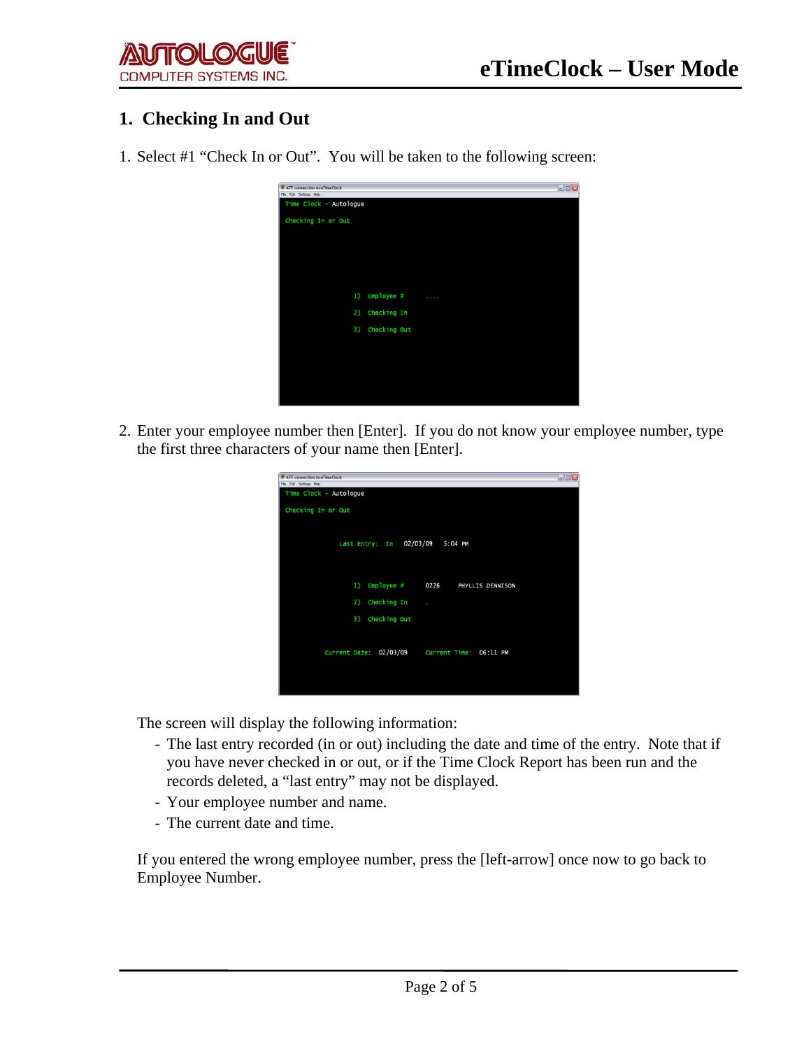# 1. Checking In and Out

1. Select #1 "Check In or Out". You will be taken to the following screen:

2. Enter your employee number then [Enter]. If you do not know your employee number, type the first three characters of your name then [Enter].

   The screen will display the following information:
   - The last entry recorded (in or out) including the date and time of the entry. Note that if you have never checked in or out, or if the Time Clock Report has been run and the records deleted, a "last entry" may not be displayed.
   - Your employee number and name.
   - The current date and time.

   If you entered the wrong employee number, press the [left-arrow] once now to go back to Employee Number.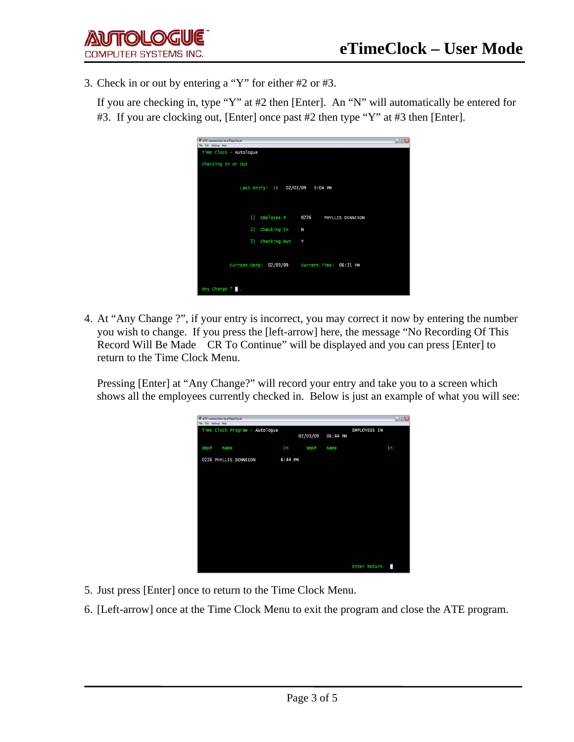3. Check in or out by entering a "Y" for either #2 or #3.

   If you are checking in, type "Y" at #2 then [Enter]. An "N" will automatically be entered for #3. If you are clocking out, [Enter] once past #2 then type "Y" at #3 then [Enter].

4. At "Any Change ?", if your entry is incorrect, you may correct it now by entering the number you wish to change. If you press the [left-arrow] here, the message "No Recording Of This Record Will Be Made    CR To Continue" will be displayed and you can press [Enter] to return to the Time Clock Menu.

   Pressing [Enter] at "Any Change?" will record your entry and take you to a screen which shows all the employees currently checked in. Below is just an example of what you will see:

5. Just press [Enter] once to return to the Time Clock Menu.
6. [Left-arrow] once at the Time Clock Menu to exit the program and close the ATE program.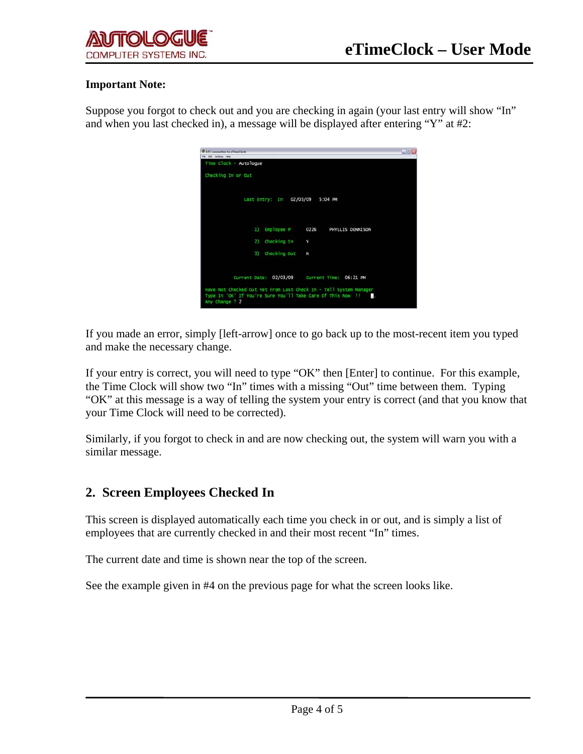**Important Note:**

Suppose you forgot to check out and you are checking in again (your last entry will show "In" and when you last checked in), a message will be displayed after entering "Y" at #2:

If you made an error, simply [left-arrow] once to go back up to the most-recent item you typed and make the necessary change.

If your entry is correct, you will need to type "OK" then [Enter] to continue. For this example, the Time Clock will show two "In" times with a missing "Out" time between them. Typing "OK" at this message is a way of telling the system your entry is correct (and that you know that your Time Clock will need to be corrected).

Similarly, if you forgot to check in and are now checking out, the system will warn you with a similar message.

## 2. Screen Employees Checked In

This screen is displayed automatically each time you check in or out, and is simply a list of employees that are currently checked in and their most recent "In" times.

The current date and time is shown near the top of the screen.

See the example given in #4 on the previous page for what the screen looks like.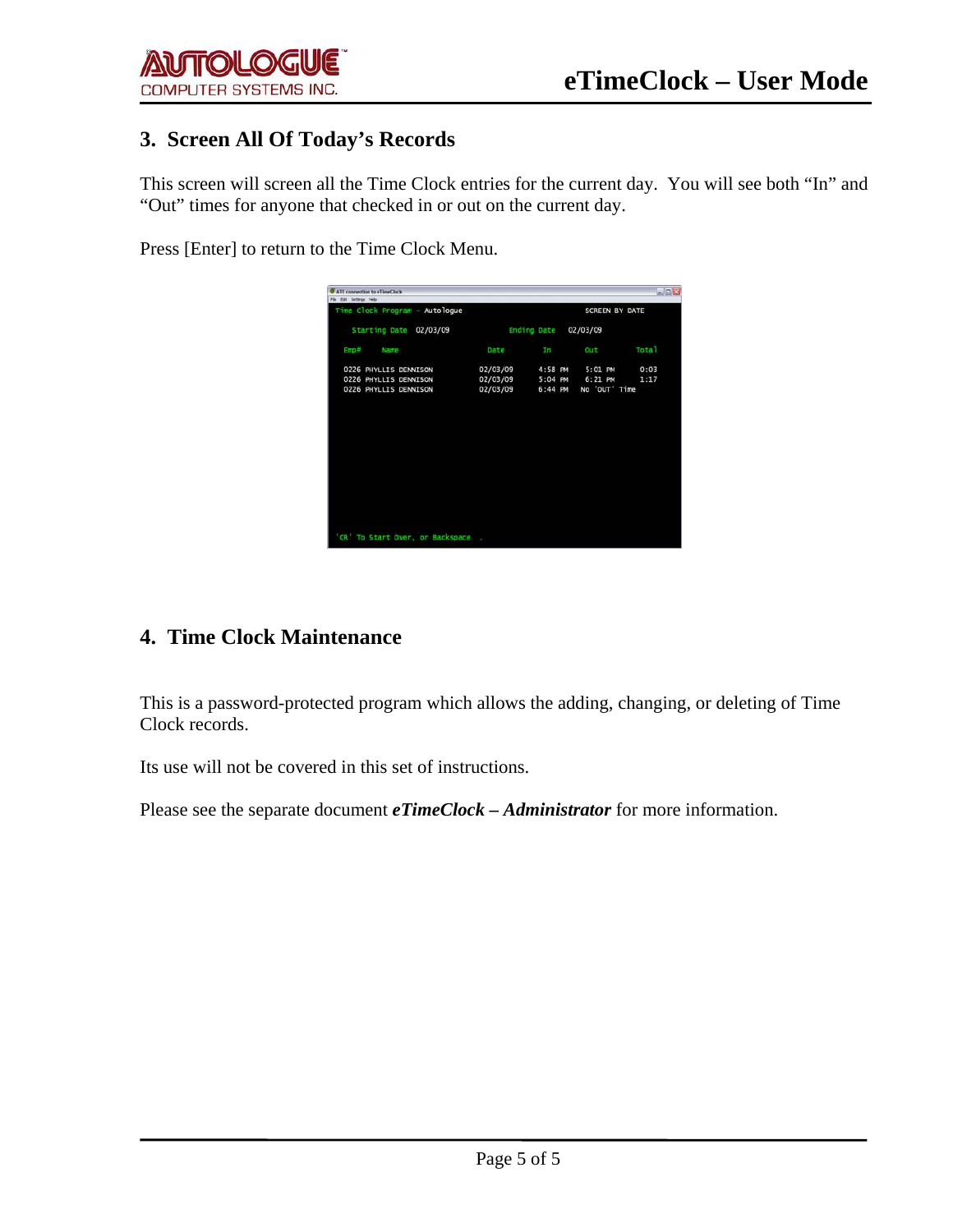## 3. Screen All Of Today's Records

This screen will screen all the Time Clock entries for the current day. You will see both "In" and "Out" times for anyone that checked in or out on the current day.

Press [Enter] to return to the Time Clock Menu.

```
Time Clock Program - Autologue                          SCREEN BY DATE

   Starting Date  02/03/09           Ending Date   02/03/09

 Emp#    Name                      Date       In        Out        Total

 0226 PHYLLIS DENNISON           02/03/09   4:58 PM    5:01 PM     0:03
 0226 PHYLLIS DENNISON           02/03/09   5:04 PM    6:21 PM     1:17
 0226 PHYLLIS DENNISON           02/03/09   6:44 PM   No 'OUT' Time

'CR' To Start Over, or Backspace .
```

## 4. Time Clock Maintenance

This is a password-protected program which allows the adding, changing, or deleting of Time Clock records.

Its use will not be covered in this set of instructions.

Please see the separate document ***eTimeClock – Administrator*** for more information.